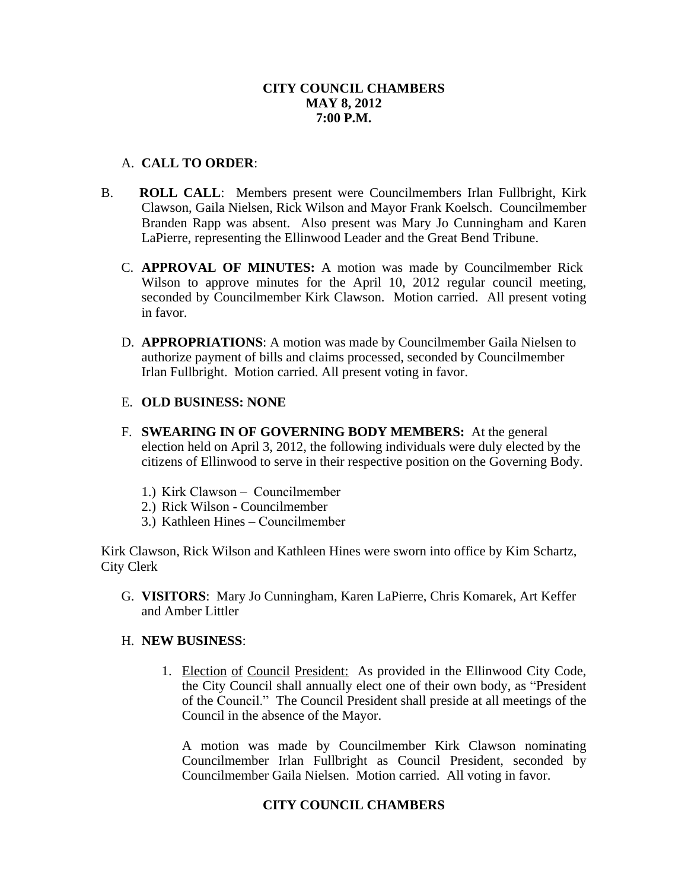**CITY COUNCIL CHAMBERS**
**MAY 8, 2012**
**7:00 P.M.**

A. **CALL TO ORDER**:

B. **ROLL CALL**: Members present were Councilmembers Irlan Fullbright, Kirk Clawson, Gaila Nielsen, Rick Wilson and Mayor Frank Koelsch. Councilmember Branden Rapp was absent. Also present was Mary Jo Cunningham and Karen LaPierre, representing the Ellinwood Leader and the Great Bend Tribune.

C. **APPROVAL OF MINUTES:** A motion was made by Councilmember Rick Wilson to approve minutes for the April 10, 2012 regular council meeting, seconded by Councilmember Kirk Clawson. Motion carried. All present voting in favor.

D. **APPROPRIATIONS**: A motion was made by Councilmember Gaila Nielsen to authorize payment of bills and claims processed, seconded by Councilmember Irlan Fullbright. Motion carried. All present voting in favor.

E. **OLD BUSINESS: NONE**

F. **SWEARING IN OF GOVERNING BODY MEMBERS:** At the general election held on April 3, 2012, the following individuals were duly elected by the citizens of Ellinwood to serve in their respective position on the Governing Body.

1.) Kirk Clawson – Councilmember
2.) Rick Wilson - Councilmember
3.) Kathleen Hines – Councilmember

Kirk Clawson, Rick Wilson and Kathleen Hines were sworn into office by Kim Schartz, City Clerk

G. **VISITORS**: Mary Jo Cunningham, Karen LaPierre, Chris Komarek, Art Keffer and Amber Littler

H. **NEW BUSINESS**:

1. Election of Council President: As provided in the Ellinwood City Code, the City Council shall annually elect one of their own body, as "President of the Council." The Council President shall preside at all meetings of the Council in the absence of the Mayor.

   A motion was made by Councilmember Kirk Clawson nominating Councilmember Irlan Fullbright as Council President, seconded by Councilmember Gaila Nielsen. Motion carried. All voting in favor.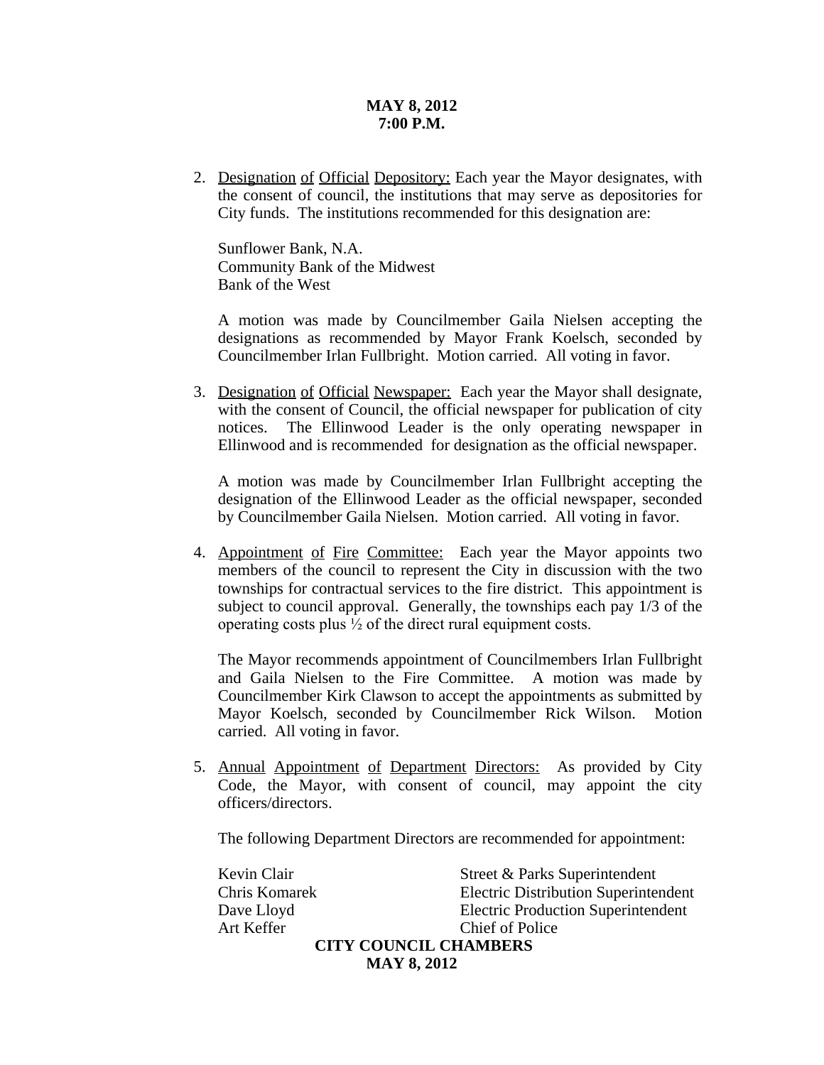**MAY 8, 2012**
**7:00 P.M.**

2. Designation of Official Depository: Each year the Mayor designates, with the consent of council, the institutions that may serve as depositories for City funds. The institutions recommended for this designation are:

   Sunflower Bank, N.A.
   Community Bank of the Midwest
   Bank of the West

   A motion was made by Councilmember Gaila Nielsen accepting the designations as recommended by Mayor Frank Koelsch, seconded by Councilmember Irlan Fullbright. Motion carried. All voting in favor.

3. Designation of Official Newspaper: Each year the Mayor shall designate, with the consent of Council, the official newspaper for publication of city notices. The Ellinwood Leader is the only operating newspaper in Ellinwood and is recommended for designation as the official newspaper.

   A motion was made by Councilmember Irlan Fullbright accepting the designation of the Ellinwood Leader as the official newspaper, seconded by Councilmember Gaila Nielsen. Motion carried. All voting in favor.

4. Appointment of Fire Committee: Each year the Mayor appoints two members of the council to represent the City in discussion with the two townships for contractual services to the fire district. This appointment is subject to council approval. Generally, the townships each pay 1/3 of the operating costs plus ½ of the direct rural equipment costs.

   The Mayor recommends appointment of Councilmembers Irlan Fullbright and Gaila Nielsen to the Fire Committee. A motion was made by Councilmember Kirk Clawson to accept the appointments as submitted by Mayor Koelsch, seconded by Councilmember Rick Wilson. Motion carried. All voting in favor.

5. Annual Appointment of Department Directors: As provided by City Code, the Mayor, with consent of council, may appoint the city officers/directors.

   The following Department Directors are recommended for appointment:

   | | |
   |---|---|
   | Kevin Clair | Street & Parks Superintendent |
   | Chris Komarek | Electric Distribution Superintendent |
   | Dave Lloyd | Electric Production Superintendent |
   | Art Keffer | Chief of Police |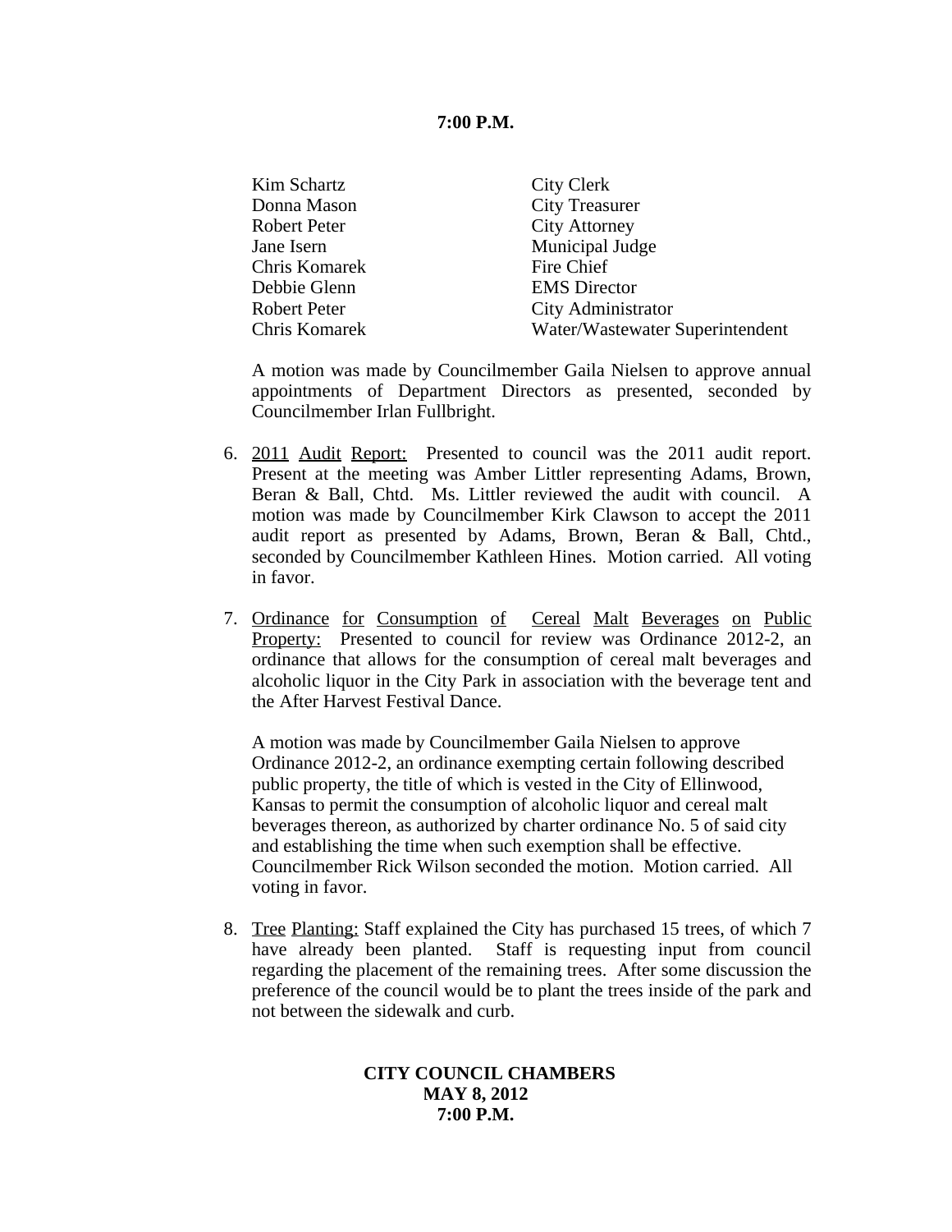**7:00 P.M.**

| | |
|---|---|
| Kim Schartz | City Clerk |
| Donna Mason | City Treasurer |
| Robert Peter | City Attorney |
| Jane Isern | Municipal Judge |
| Chris Komarek | Fire Chief |
| Debbie Glenn | EMS Director |
| Robert Peter | City Administrator |
| Chris Komarek | Water/Wastewater Superintendent |

A motion was made by Councilmember Gaila Nielsen to approve annual appointments of Department Directors as presented, seconded by Councilmember Irlan Fullbright.

6. <u>2011 Audit Report:</u> Presented to council was the 2011 audit report. Present at the meeting was Amber Littler representing Adams, Brown, Beran & Ball, Chtd. Ms. Littler reviewed the audit with council. A motion was made by Councilmember Kirk Clawson to accept the 2011 audit report as presented by Adams, Brown, Beran & Ball, Chtd., seconded by Councilmember Kathleen Hines. Motion carried. All voting in favor.

7. <u>Ordinance for Consumption of Cereal Malt Beverages on Public Property:</u> Presented to council for review was Ordinance 2012-2, an ordinance that allows for the consumption of cereal malt beverages and alcoholic liquor in the City Park in association with the beverage tent and the After Harvest Festival Dance.

   A motion was made by Councilmember Gaila Nielsen to approve Ordinance 2012-2, an ordinance exempting certain following described public property, the title of which is vested in the City of Ellinwood, Kansas to permit the consumption of alcoholic liquor and cereal malt beverages thereon, as authorized by charter ordinance No. 5 of said city and establishing the time when such exemption shall be effective. Councilmember Rick Wilson seconded the motion. Motion carried. All voting in favor.

8. <u>Tree Planting:</u> Staff explained the City has purchased 15 trees, of which 7 have already been planted. Staff is requesting input from council regarding the placement of the remaining trees. After some discussion the preference of the council would be to plant the trees inside of the park and not between the sidewalk and curb.

**CITY COUNCIL CHAMBERS**
**MAY 8, 2012**
**7:00 P.M.**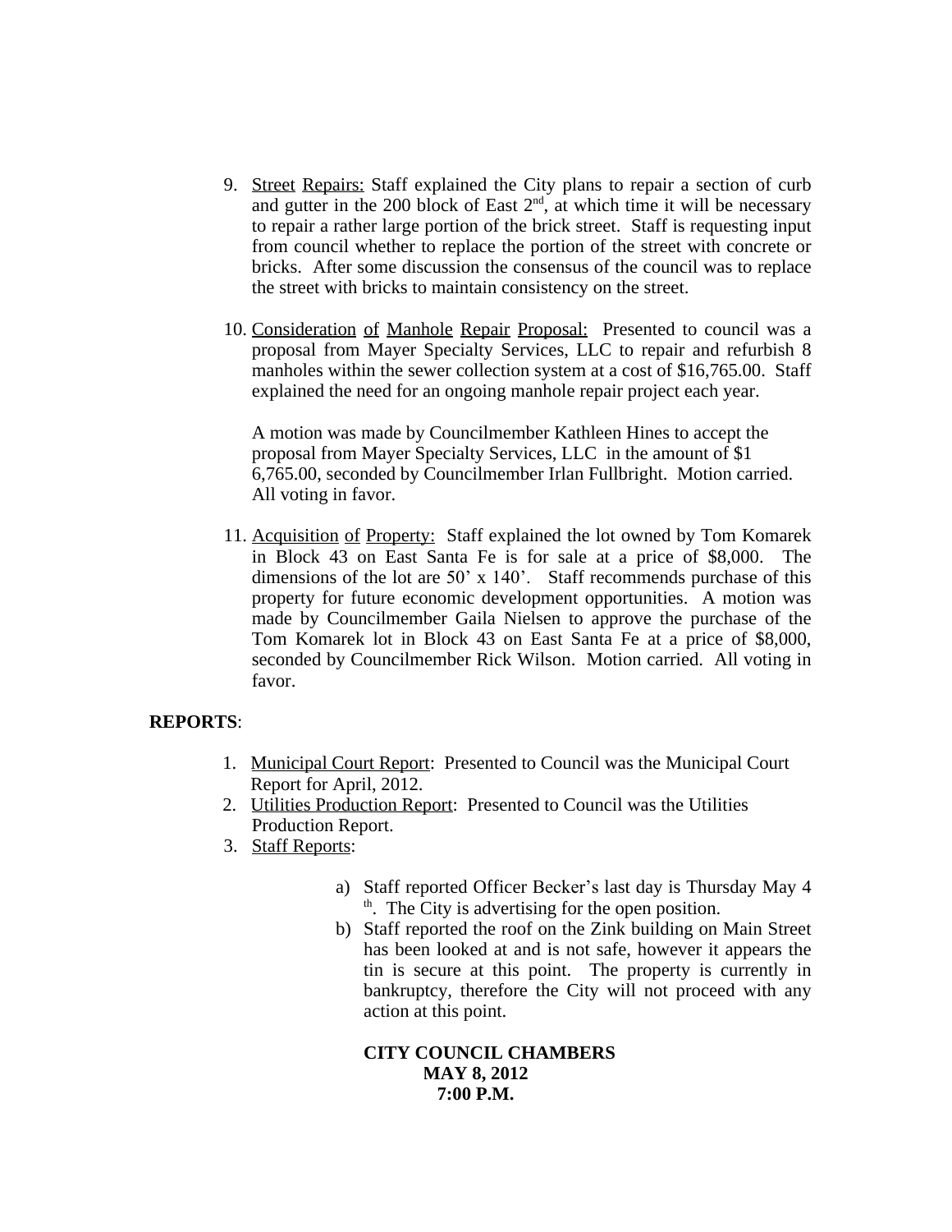9. Street Repairs: Staff explained the City plans to repair a section of curb and gutter in the 200 block of East 2nd, at which time it will be necessary to repair a rather large portion of the brick street. Staff is requesting input from council whether to replace the portion of the street with concrete or bricks. After some discussion the consensus of the council was to replace the street with bricks to maintain consistency on the street.

10. Consideration of Manhole Repair Proposal: Presented to council was a proposal from Mayer Specialty Services, LLC to repair and refurbish 8 manholes within the sewer collection system at a cost of $16,765.00. Staff explained the need for an ongoing manhole repair project each year.

    A motion was made by Councilmember Kathleen Hines to accept the proposal from Mayer Specialty Services, LLC in the amount of $1 6,765.00, seconded by Councilmember Irlan Fullbright. Motion carried. All voting in favor.

11. Acquisition of Property: Staff explained the lot owned by Tom Komarek in Block 43 on East Santa Fe is for sale at a price of $8,000. The dimensions of the lot are 50' x 140'. Staff recommends purchase of this property for future economic development opportunities. A motion was made by Councilmember Gaila Nielsen to approve the purchase of the Tom Komarek lot in Block 43 on East Santa Fe at a price of $8,000, seconded by Councilmember Rick Wilson. Motion carried. All voting in favor.

**REPORTS**:

1. Municipal Court Report: Presented to Council was the Municipal Court Report for April, 2012.
2. Utilities Production Report: Presented to Council was the Utilities Production Report.
3. Staff Reports:

    a) Staff reported Officer Becker's last day is Thursday May 4th. The City is advertising for the open position.
    b) Staff reported the roof on the Zink building on Main Street has been looked at and is not safe, however it appears the tin is secure at this point. The property is currently in bankruptcy, therefore the City will not proceed with any action at this point.

**CITY COUNCIL CHAMBERS**
**MAY 8, 2012**
**7:00 P.M.**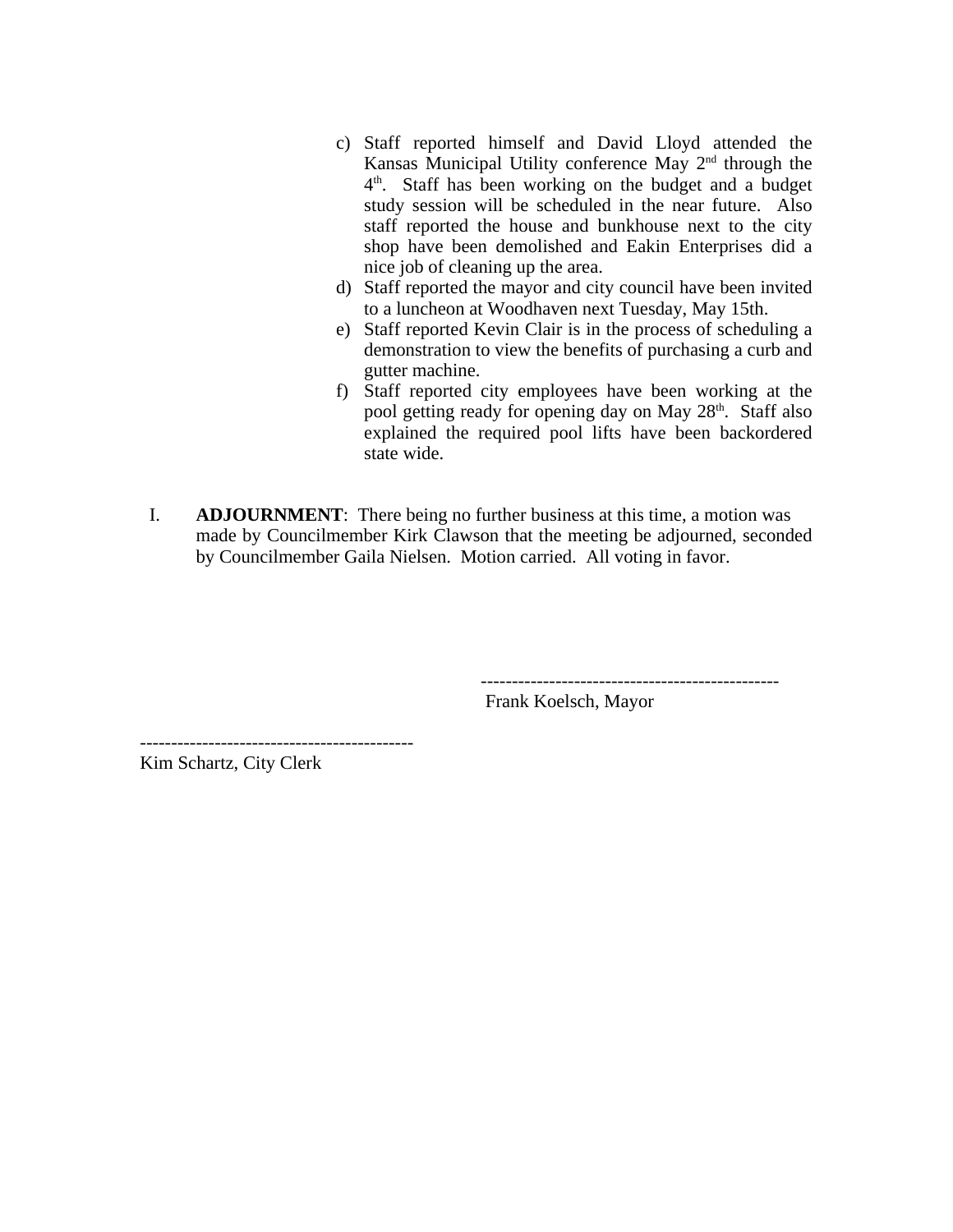c) Staff reported himself and David Lloyd attended the Kansas Municipal Utility conference May 2nd through the 4th. Staff has been working on the budget and a budget study session will be scheduled in the near future. Also staff reported the house and bunkhouse next to the city shop have been demolished and Eakin Enterprises did a nice job of cleaning up the area.

d) Staff reported the mayor and city council have been invited to a luncheon at Woodhaven next Tuesday, May 15th.

e) Staff reported Kevin Clair is in the process of scheduling a demonstration to view the benefits of purchasing a curb and gutter machine.

f) Staff reported city employees have been working at the pool getting ready for opening day on May 28th. Staff also explained the required pool lifts have been backordered state wide.

I. **ADJOURNMENT**: There being no further business at this time, a motion was made by Councilmember Kirk Clawson that the meeting be adjourned, seconded by Councilmember Gaila Nielsen. Motion carried. All voting in favor.

------------------------------------------------
Frank Koelsch, Mayor

--------------------------------------------
Kim Schartz, City Clerk